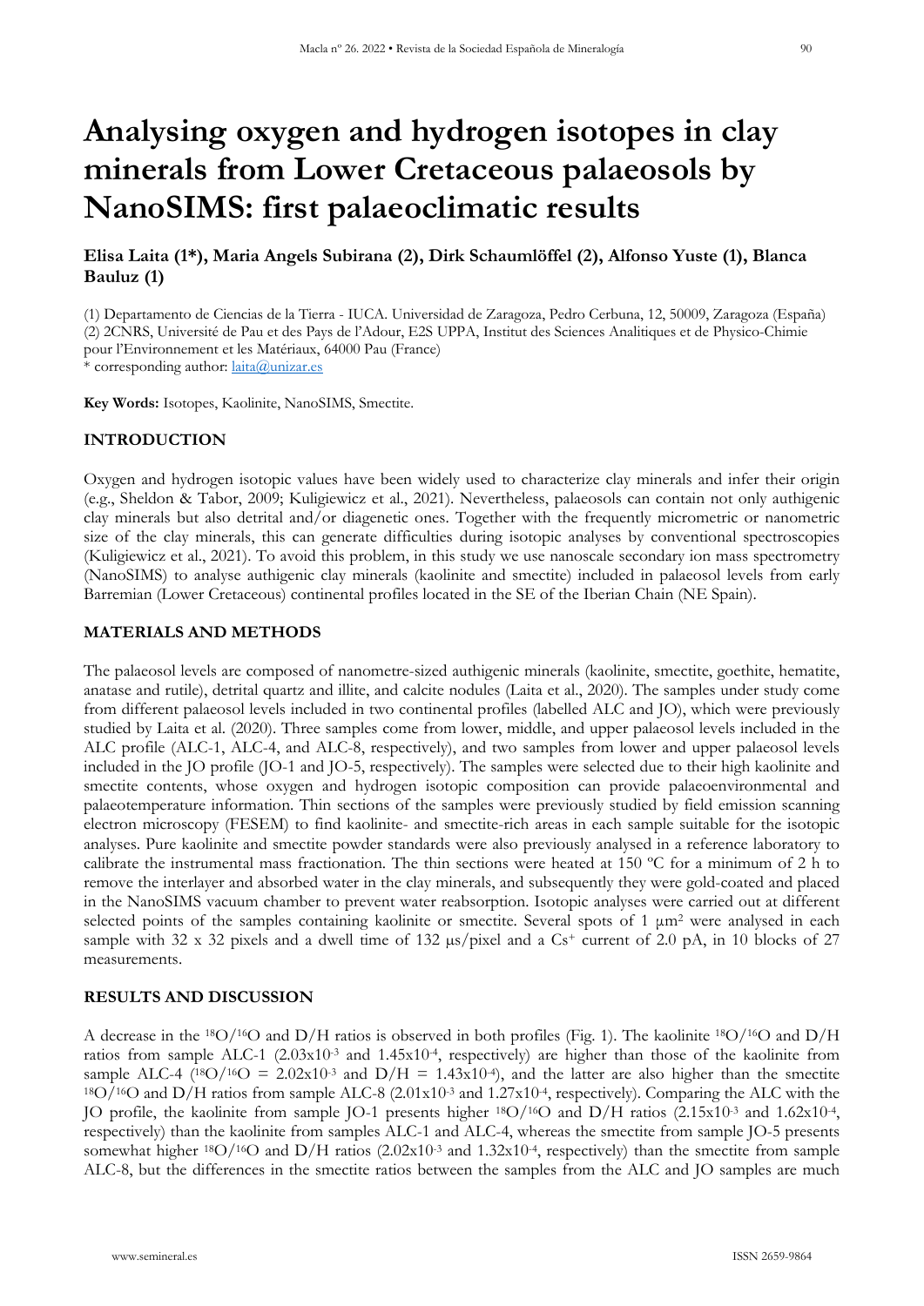# Analysing oxygen and hydrogen isotopes in clay minerals from Lower Cretaceous palaeosols by NanoSIMS: first palaeoclimatic results

**Elisa Laita (1*), Maria Angels Subirana (2), Dirk Schaumlöffel (2), Alfonso Yuste (1), Blanca Bauluz (1)**

(1) Departamento de Ciencias de la Tierra - IUCA. Universidad de Zaragoza, Pedro Cerbuna, 12, 50009, Zaragoza (España)
(2) 2CNRS, Université de Pau et des Pays de l'Adour, E2S UPPA, Institut des Sciences Analitiques et de Physico-Chimie pour l'Environnement et les Matériaux, 64000 Pau (France)
* corresponding author: laita@unizar.es

**Key Words:** Isotopes, Kaolinite, NanoSIMS, Smectite.

## INTRODUCTION

Oxygen and hydrogen isotopic values have been widely used to characterize clay minerals and infer their origin (e.g., Sheldon & Tabor, 2009; Kuligiewicz et al., 2021). Nevertheless, palaeosols can contain not only authigenic clay minerals but also detrital and/or diagenetic ones. Together with the frequently micrometric or nanometric size of the clay minerals, this can generate difficulties during isotopic analyses by conventional spectroscopies (Kuligiewicz et al., 2021). To avoid this problem, in this study we use nanoscale secondary ion mass spectrometry (NanoSIMS) to analyse authigenic clay minerals (kaolinite and smectite) included in palaeosol levels from early Barremian (Lower Cretaceous) continental profiles located in the SE of the Iberian Chain (NE Spain).

## MATERIALS AND METHODS

The palaeosol levels are composed of nanometre-sized authigenic minerals (kaolinite, smectite, goethite, hematite, anatase and rutile), detrital quartz and illite, and calcite nodules (Laita et al., 2020). The samples under study come from different palaeosol levels included in two continental profiles (labelled ALC and JO), which were previously studied by Laita et al. (2020). Three samples come from lower, middle, and upper palaeosol levels included in the ALC profile (ALC-1, ALC-4, and ALC-8, respectively), and two samples from lower and upper palaeosol levels included in the JO profile (JO-1 and JO-5, respectively). The samples were selected due to their high kaolinite and smectite contents, whose oxygen and hydrogen isotopic composition can provide palaeoenvironmental and palaeotemperature information. Thin sections of the samples were previously studied by field emission scanning electron microscopy (FESEM) to find kaolinite- and smectite-rich areas in each sample suitable for the isotopic analyses. Pure kaolinite and smectite powder standards were also previously analysed in a reference laboratory to calibrate the instrumental mass fractionation. The thin sections were heated at 150 ºC for a minimum of 2 h to remove the interlayer and absorbed water in the clay minerals, and subsequently they were gold-coated and placed in the NanoSIMS vacuum chamber to prevent water reabsorption. Isotopic analyses were carried out at different selected points of the samples containing kaolinite or smectite. Several spots of 1 $\mu m^2$ were analysed in each sample with 32 x 32 pixels and a dwell time of 132 µs/pixel and a $Cs^+$ current of 2.0 pA, in 10 blocks of 27 measurements.

## RESULTS AND DISCUSSION

A decrease in the $^{18}O/^{16}O$ and D/H ratios is observed in both profiles (Fig. 1). The kaolinite $^{18}O/^{16}O$ and D/H ratios from sample ALC-1 ($2.03 \times 10^{-3}$ and $1.45 \times 10^{-4}$, respectively) are higher than those of the kaolinite from sample ALC-4 ($^{18}O/^{16}O = 2.02 \times 10^{-3}$ and $D/H = 1.43 \times 10^{-4}$), and the latter are also higher than the smectite $^{18}O/^{16}O$ and D/H ratios from sample ALC-8 ($2.01 \times 10^{-3}$ and $1.27 \times 10^{-4}$, respectively). Comparing the ALC with the JO profile, the kaolinite from sample JO-1 presents higher $^{18}O/^{16}O$ and D/H ratios ($2.15 \times 10^{-3}$ and $1.62 \times 10^{-4}$, respectively) than the kaolinite from samples ALC-1 and ALC-4, whereas the smectite from sample JO-5 presents somewhat higher $^{18}O/^{16}O$ and D/H ratios ($2.02 \times 10^{-3}$ and $1.32 \times 10^{-4}$, respectively) than the smectite from sample ALC-8, but the differences in the smectite ratios between the samples from the ALC and JO samples are much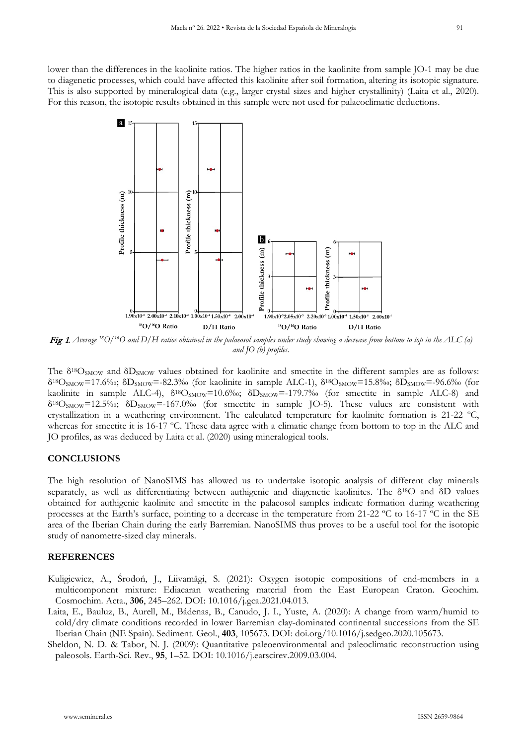lower than the differences in the kaolinite ratios. The higher ratios in the kaolinite from sample JO-1 may be due to diagenetic processes, which could have affected this kaolinite after soil formation, altering its isotopic signature. This is also supported by mineralogical data (e.g., larger crystal sizes and higher crystallinity) (Laita et al., 2020). For this reason, the isotopic results obtained in this sample were not used for palaeoclimatic deductions.

a

Profile thickness (m)

15
10
5
0

1.90x10⁻³ 2.00x10⁻³ 2.10x10⁻³

$^{18}O/^{16}O$ Ratio

Profile thickness (m)

15
10
5
0

1.00x10⁻⁴ 1.50x10⁻⁴ 2.00x10⁻⁴

D/H Ratio

b

Profile thickness (m)

6
3
0

1.90x10⁻³ 2.05x10⁻³ 2.20x10⁻³

$^{18}O/^{16}O$ Ratio

Profile thickness (m)

6
3
0

1.00x10⁻⁴ 1.50x10⁻⁴ 2.00x10⁻⁴

D/H Ratio

**Fig 1.** *Average $^{18}O/^{16}O$ and D/H ratios obtained in the palaeosol samples under study showing a decrease from bottom to top in the ALC (a) and JO (b) profiles.*

The $\delta^{18}O_{SMOW}$ and $\delta D_{SMOW}$ values obtained for kaolinite and smectite in the different samples are as follows: $\delta^{18}O_{SMOW}$=17.6‰; $\delta D_{SMOW}$=-82.3‰ (for kaolinite in sample ALC-1), $\delta^{18}O_{SMOW}$=15.8‰; $\delta D_{SMOW}$=-96.6‰ (for kaolinite in sample ALC-4), $\delta^{18}O_{SMOW}$=10.6‰; $\delta D_{SMOW}$=-179.7‰ (for smectite in sample ALC-8) and $\delta^{18}O_{SMOW}$=12.5‰; $\delta D_{SMOW}$=-167.0‰ (for smectite in sample JO-5). These values are consistent with crystallization in a weathering environment. The calculated temperature for kaolinite formation is 21-22 ºC, whereas for smectite it is 16-17 ºC. These data agree with a climatic change from bottom to top in the ALC and JO profiles, as was deduced by Laita et al. (2020) using mineralogical tools.

## CONCLUSIONS

The high resolution of NanoSIMS has allowed us to undertake isotopic analysis of different clay minerals separately, as well as differentiating between authigenic and diagenetic kaolinites. The $\delta^{18}O$ and $\delta D$ values obtained for authigenic kaolinite and smectite in the palaeosol samples indicate formation during weathering processes at the Earth's surface, pointing to a decrease in the temperature from 21-22 ºC to 16-17 ºC in the SE area of the Iberian Chain during the early Barremian. NanoSIMS thus proves to be a useful tool for the isotopic study of nanometre-sized clay minerals.

## REFERENCES

Kuligiewicz, A., Środoń, J., Liivamägi, S. (2021): Oxygen isotopic compositions of end-members in a multicomponent mixture: Ediacaran weathering material from the East European Craton. Geochim. Cosmochim. Acta., **306**, 245–262. DOI: 10.1016/j.gca.2021.04.013.

Laita, E., Bauluz, B., Aurell, M., Bádenas, B., Canudo, J. I., Yuste, A. (2020): A change from warm/humid to cold/dry climate conditions recorded in lower Barremian clay-dominated continental successions from the SE Iberian Chain (NE Spain). Sediment. Geol., **403**, 105673. DOI: doi.org/10.1016/j.sedgeo.2020.105673.

Sheldon, N. D. & Tabor, N. J. (2009): Quantitative paleoenvironmental and paleoclimatic reconstruction using paleosols. Earth-Sci. Rev., **95**, 1–52. DOI: 10.1016/j.earscirev.2009.03.004.